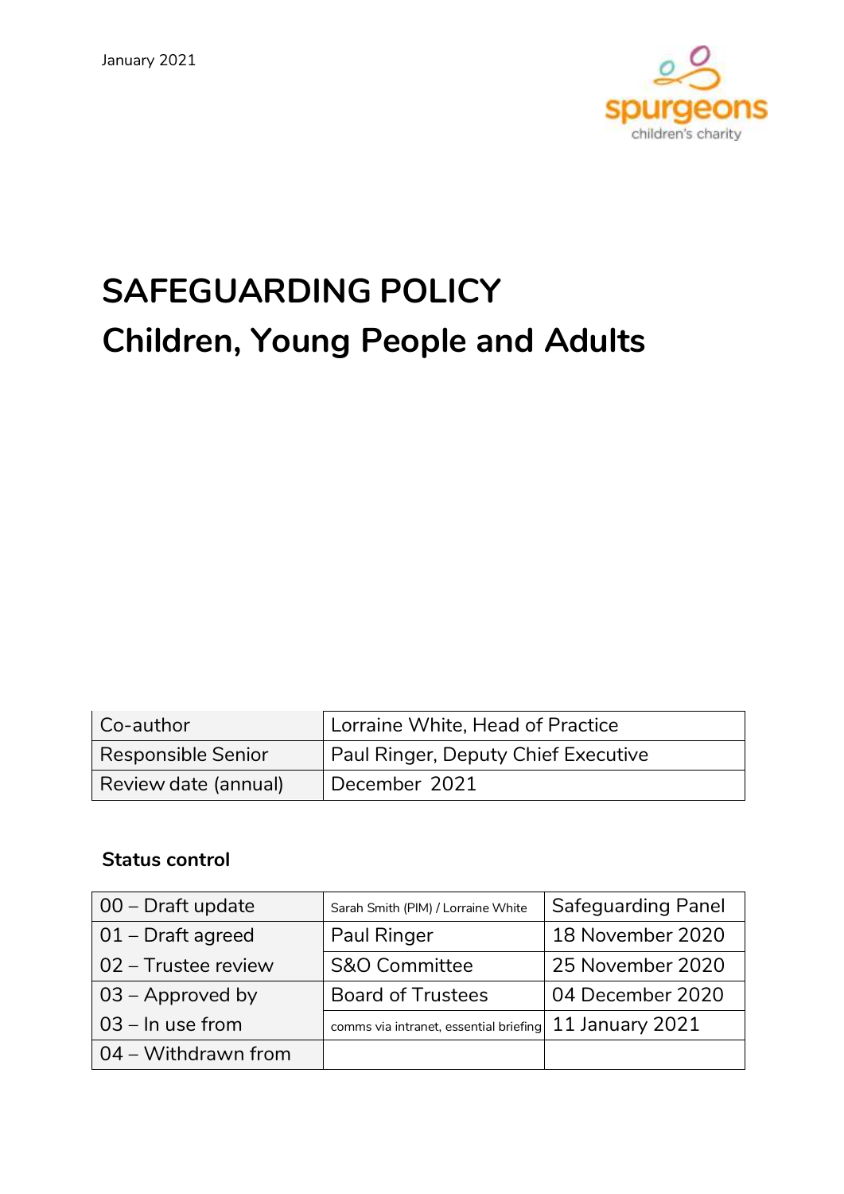January 2021

spurgeons
children's charity

# SAFEGUARDING POLICY
## Children, Young People and Adults

| Co-author | Lorraine White, Head of Practice |
|---|---|
| Responsible Senior | Paul Ringer, Deputy Chief Executive |
| Review date (annual) | December 2021 |

**Status control**

| | | |
|---|---|---|
| 00 – Draft update | Sarah Smith (PIM) / Lorraine White | Safeguarding Panel |
| 01 – Draft agreed | Paul Ringer | 18 November 2020 |
| 02 – Trustee review | S&O Committee | 25 November 2020 |
| 03 – Approved by | Board of Trustees | 04 December 2020 |
| 03 – In use from | comms via intranet, essential briefing | 11 January 2021 |
| 04 – Withdrawn from | | |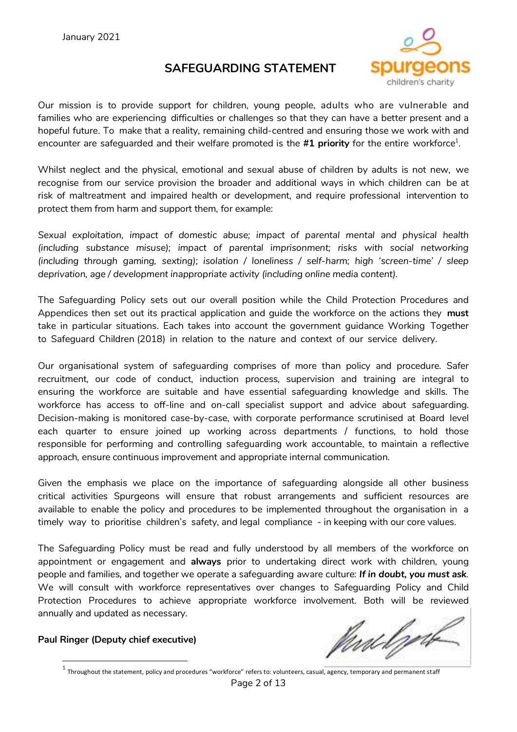January 2021

## SAFEGUARDING STATEMENT

Our mission is to provide support for children, young people, adults who are vulnerable and families who are experiencing difficulties or challenges so that they can have a better present and a hopeful future. To make that a reality, remaining child-centred and ensuring those we work with and encounter are safeguarded and their welfare promoted is the **#1 priority** for the entire workforce[1].

Whilst neglect and the physical, emotional and sexual abuse of children by adults is not new, we recognise from our service provision the broader and additional ways in which children can be at risk of maltreatment and impaired health or development, and require professional intervention to protect them from harm and support them, for example:

*Sexual exploitation, impact of domestic abuse; impact of parental mental and physical health (including substance misuse); impact of parental imprisonment; risks with social networking (including through gaming, sexting); isolation / loneliness / self-harm; high 'screen-time' / sleep deprivation, age / development inappropriate activity (including online media content).*

The Safeguarding Policy sets out our overall position while the Child Protection Procedures and Appendices then set out its practical application and guide the workforce on the actions they **must** take in particular situations. Each takes into account the government guidance Working Together to Safeguard Children (2018) in relation to the nature and context of our service delivery.

Our organisational system of safeguarding comprises of more than policy and procedure. Safer recruitment, our code of conduct, induction process, supervision and training are integral to ensuring the workforce are suitable and have essential safeguarding knowledge and skills. The workforce has access to off-line and on-call specialist support and advice about safeguarding. Decision-making is monitored case-by-case, with corporate performance scrutinised at Board level each quarter to ensure joined up working across departments / functions, to hold those responsible for performing and controlling safeguarding work accountable, to maintain a reflective approach, ensure continuous improvement and appropriate internal communication.

Given the emphasis we place on the importance of safeguarding alongside all other business critical activities Spurgeons will ensure that robust arrangements and sufficient resources are available to enable the policy and procedures to be implemented throughout the organisation in a timely way to prioritise children's safety, and legal compliance - in keeping with our core values.

The Safeguarding Policy must be read and fully understood by all members of the workforce on appointment or engagement and **always** prior to undertaking direct work with children, young people and families, and together we operate a safeguarding aware culture: ***If in doubt, you must ask***. We will consult with workforce representatives over changes to Safeguarding Policy and Child Protection Procedures to achieve appropriate workforce involvement. Both will be reviewed annually and updated as necessary.

**Paul Ringer (Deputy chief executive)**

[1] Throughout the statement, policy and procedures "workforce" refers to: volunteers, casual, agency, temporary and permanent staff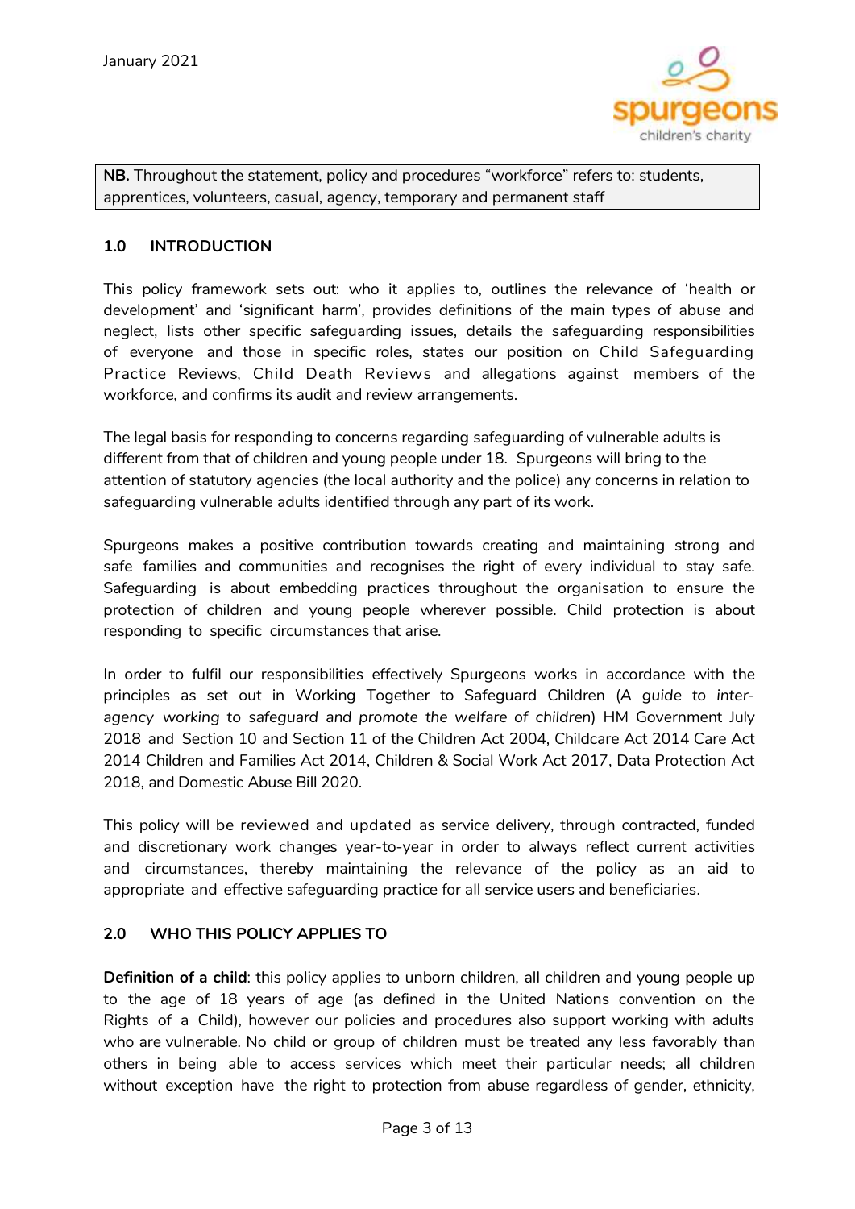January 2021

**NB.** Throughout the statement, policy and procedures "workforce" refers to: students, apprentices, volunteers, casual, agency, temporary and permanent staff

## 1.0 INTRODUCTION

This policy framework sets out: who it applies to, outlines the relevance of 'health or development' and 'significant harm', provides definitions of the main types of abuse and neglect, lists other specific safeguarding issues, details the safeguarding responsibilities of everyone and those in specific roles, states our position on Child Safeguarding Practice Reviews, Child Death Reviews and allegations against members of the workforce, and confirms its audit and review arrangements.

The legal basis for responding to concerns regarding safeguarding of vulnerable adults is different from that of children and young people under 18. Spurgeons will bring to the attention of statutory agencies (the local authority and the police) any concerns in relation to safeguarding vulnerable adults identified through any part of its work.

Spurgeons makes a positive contribution towards creating and maintaining strong and safe families and communities and recognises the right of every individual to stay safe. Safeguarding is about embedding practices throughout the organisation to ensure the protection of children and young people wherever possible. Child protection is about responding to specific circumstances that arise.

In order to fulfil our responsibilities effectively Spurgeons works in accordance with the principles as set out in Working Together to Safeguard Children (*A guide to inter-agency working to safeguard and promote the welfare of children*) HM Government July 2018 and Section 10 and Section 11 of the Children Act 2004, Childcare Act 2014 Care Act 2014 Children and Families Act 2014, Children & Social Work Act 2017, Data Protection Act 2018, and Domestic Abuse Bill 2020.

This policy will be reviewed and updated as service delivery, through contracted, funded and discretionary work changes year-to-year in order to always reflect current activities and circumstances, thereby maintaining the relevance of the policy as an aid to appropriate and effective safeguarding practice for all service users and beneficiaries.

## 2.0 WHO THIS POLICY APPLIES TO

**Definition of a child**: this policy applies to unborn children, all children and young people up to the age of 18 years of age (as defined in the United Nations convention on the Rights of a Child), however our policies and procedures also support working with adults who are vulnerable. No child or group of children must be treated any less favorably than others in being able to access services which meet their particular needs; all children without exception have the right to protection from abuse regardless of gender, ethnicity,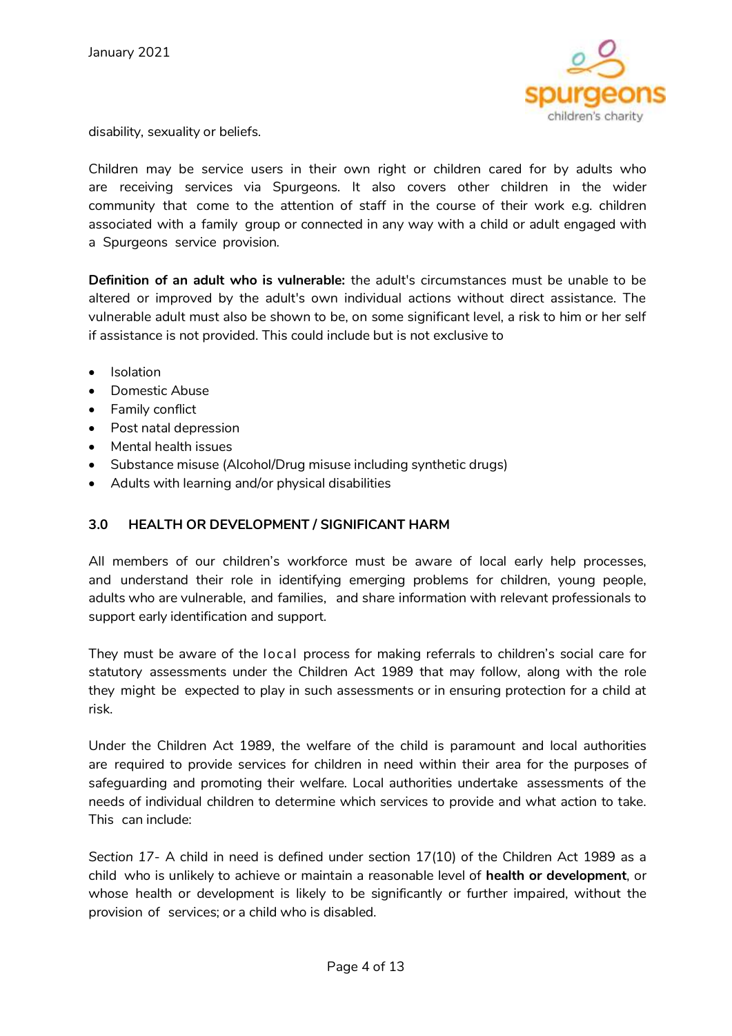disability, sexuality or beliefs.

Children may be service users in their own right or children cared for by adults who are receiving services via Spurgeons. It also covers other children in the wider community that come to the attention of staff in the course of their work e.g. children associated with a family group or connected in any way with a child or adult engaged with a Spurgeons service provision.

**Definition of an adult who is vulnerable:** the adult's circumstances must be unable to be altered or improved by the adult's own individual actions without direct assistance. The vulnerable adult must also be shown to be, on some significant level, a risk to him or her self if assistance is not provided. This could include but is not exclusive to

- Isolation
- Domestic Abuse
- Family conflict
- Post natal depression
- Mental health issues
- Substance misuse (Alcohol/Drug misuse including synthetic drugs)
- Adults with learning and/or physical disabilities

## 3.0 HEALTH OR DEVELOPMENT / SIGNIFICANT HARM

All members of our children's workforce must be aware of local early help processes, and understand their role in identifying emerging problems for children, young people, adults who are vulnerable, and families, and share information with relevant professionals to support early identification and support.

They must be aware of the local process for making referrals to children's social care for statutory assessments under the Children Act 1989 that may follow, along with the role they might be expected to play in such assessments or in ensuring protection for a child at risk.

Under the Children Act 1989, the welfare of the child is paramount and local authorities are required to provide services for children in need within their area for the purposes of safeguarding and promoting their welfare. Local authorities undertake assessments of the needs of individual children to determine which services to provide and what action to take. This can include:

*Section 17*- A child in need is defined under section 17(10) of the Children Act 1989 as a child who is unlikely to achieve or maintain a reasonable level of **health or development**, or whose health or development is likely to be significantly or further impaired, without the provision of services; or a child who is disabled.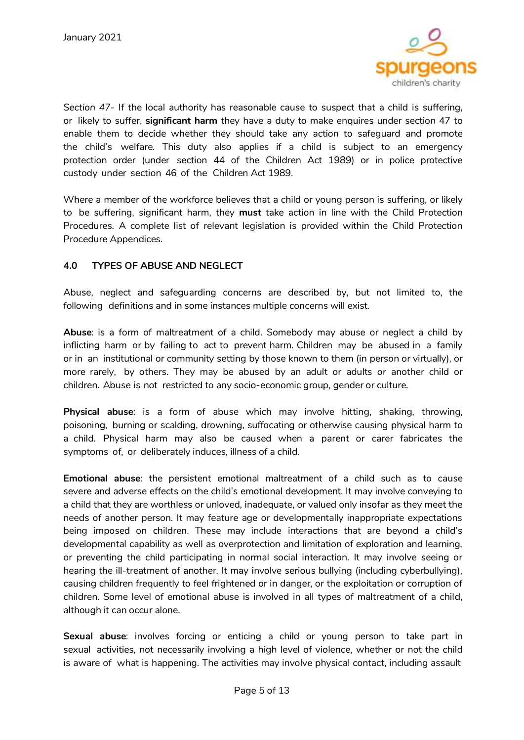*Section 47*- If the local authority has reasonable cause to suspect that a child is suffering, or likely to suffer, **significant harm** they have a duty to make enquires under section 47 to enable them to decide whether they should take any action to safeguard and promote the child's welfare. This duty also applies if a child is subject to an emergency protection order (under section 44 of the Children Act 1989) or in police protective custody under section 46 of the Children Act 1989.

Where a member of the workforce believes that a child or young person is suffering, or likely to be suffering, significant harm, they **must** take action in line with the Child Protection Procedures. A complete list of relevant legislation is provided within the Child Protection Procedure Appendices.

## 4.0 TYPES OF ABUSE AND NEGLECT

Abuse, neglect and safeguarding concerns are described by, but not limited to, the following definitions and in some instances multiple concerns will exist.

**Abuse**: is a form of maltreatment of a child. Somebody may abuse or neglect a child by inflicting harm or by failing to act to prevent harm. Children may be abused in a family or in an institutional or community setting by those known to them (in person or virtually), or more rarely, by others. They may be abused by an adult or adults or another child or children. Abuse is not restricted to any socio-economic group, gender or culture.

**Physical abuse**: is a form of abuse which may involve hitting, shaking, throwing, poisoning, burning or scalding, drowning, suffocating or otherwise causing physical harm to a child. Physical harm may also be caused when a parent or carer fabricates the symptoms of, or deliberately induces, illness of a child.

**Emotional abuse**: the persistent emotional maltreatment of a child such as to cause severe and adverse effects on the child's emotional development. It may involve conveying to a child that they are worthless or unloved, inadequate, or valued only insofar as they meet the needs of another person. It may feature age or developmentally inappropriate expectations being imposed on children. These may include interactions that are beyond a child's developmental capability as well as overprotection and limitation of exploration and learning, or preventing the child participating in normal social interaction. It may involve seeing or hearing the ill-treatment of another. It may involve serious bullying (including cyberbullying), causing children frequently to feel frightened or in danger, or the exploitation or corruption of children. Some level of emotional abuse is involved in all types of maltreatment of a child, although it can occur alone.

**Sexual abuse**: involves forcing or enticing a child or young person to take part in sexual activities, not necessarily involving a high level of violence, whether or not the child is aware of what is happening. The activities may involve physical contact, including assault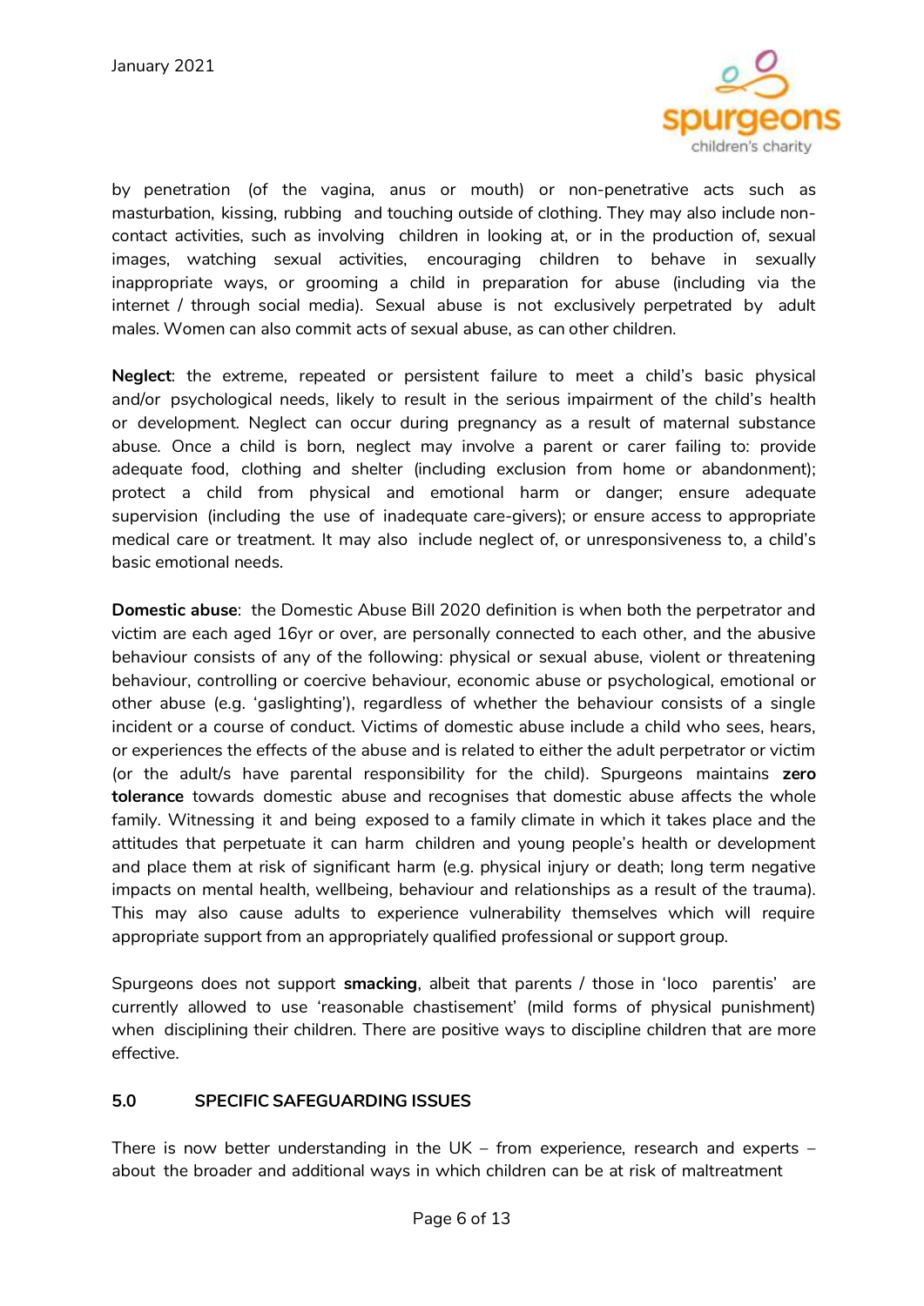by penetration (of the vagina, anus or mouth) or non-penetrative acts such as masturbation, kissing, rubbing and touching outside of clothing. They may also include non-contact activities, such as involving children in looking at, or in the production of, sexual images, watching sexual activities, encouraging children to behave in sexually inappropriate ways, or grooming a child in preparation for abuse (including via the internet / through social media). Sexual abuse is not exclusively perpetrated by adult males. Women can also commit acts of sexual abuse, as can other children.

**Neglect**: the extreme, repeated or persistent failure to meet a child's basic physical and/or psychological needs, likely to result in the serious impairment of the child's health or development. Neglect can occur during pregnancy as a result of maternal substance abuse. Once a child is born, neglect may involve a parent or carer failing to: provide adequate food, clothing and shelter (including exclusion from home or abandonment); protect a child from physical and emotional harm or danger; ensure adequate supervision (including the use of inadequate care-givers); or ensure access to appropriate medical care or treatment. It may also include neglect of, or unresponsiveness to, a child's basic emotional needs.

**Domestic abuse**: the Domestic Abuse Bill 2020 definition is when both the perpetrator and victim are each aged 16yr or over, are personally connected to each other, and the abusive behaviour consists of any of the following: physical or sexual abuse, violent or threatening behaviour, controlling or coercive behaviour, economic abuse or psychological, emotional or other abuse (e.g. 'gaslighting'), regardless of whether the behaviour consists of a single incident or a course of conduct. Victims of domestic abuse include a child who sees, hears, or experiences the effects of the abuse and is related to either the adult perpetrator or victim (or the adult/s have parental responsibility for the child). Spurgeons maintains **zero tolerance** towards domestic abuse and recognises that domestic abuse affects the whole family. Witnessing it and being exposed to a family climate in which it takes place and the attitudes that perpetuate it can harm children and young people's health or development and place them at risk of significant harm (e.g. physical injury or death; long term negative impacts on mental health, wellbeing, behaviour and relationships as a result of the trauma). This may also cause adults to experience vulnerability themselves which will require appropriate support from an appropriately qualified professional or support group.

Spurgeons does not support **smacking**, albeit that parents / those in 'loco parentis' are currently allowed to use 'reasonable chastisement' (mild forms of physical punishment) when disciplining their children. There are positive ways to discipline children that are more effective.

## 5.0 SPECIFIC SAFEGUARDING ISSUES

There is now better understanding in the UK – from experience, research and experts – about the broader and additional ways in which children can be at risk of maltreatment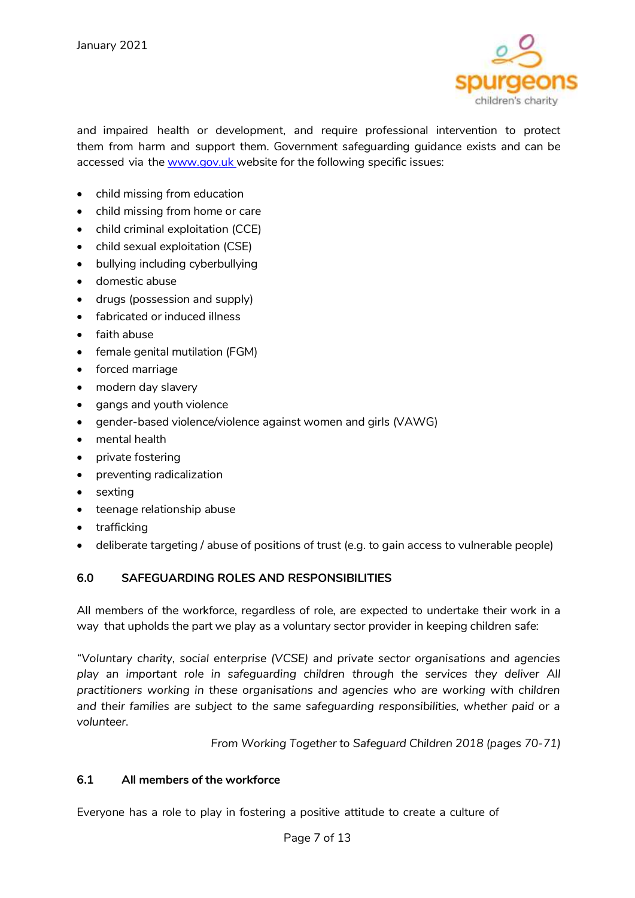and impaired health or development, and require professional intervention to protect them from harm and support them. Government safeguarding guidance exists and can be accessed via the [www.gov.uk](http://www.gov.uk) website for the following specific issues:

- child missing from education
- child missing from home or care
- child criminal exploitation (CCE)
- child sexual exploitation (CSE)
- bullying including cyberbullying
- domestic abuse
- drugs (possession and supply)
- fabricated or induced illness
- faith abuse
- female genital mutilation (FGM)
- forced marriage
- modern day slavery
- gangs and youth violence
- gender-based violence/violence against women and girls (VAWG)
- mental health
- private fostering
- preventing radicalization
- sexting
- teenage relationship abuse
- trafficking
- deliberate targeting / abuse of positions of trust (e.g. to gain access to vulnerable people)

## 6.0 SAFEGUARDING ROLES AND RESPONSIBILITIES

All members of the workforce, regardless of role, are expected to undertake their work in a way that upholds the part we play as a voluntary sector provider in keeping children safe:

*"Voluntary charity, social enterprise (VCSE) and private sector organisations and agencies play an important role in safeguarding children through the services they deliver All practitioners working in these organisations and agencies who are working with children and their families are subject to the same safeguarding responsibilities, whether paid or a volunteer.*

*From Working Together to Safeguard Children 2018 (pages 70-71)*

### 6.1 All members of the workforce

Everyone has a role to play in fostering a positive attitude to create a culture of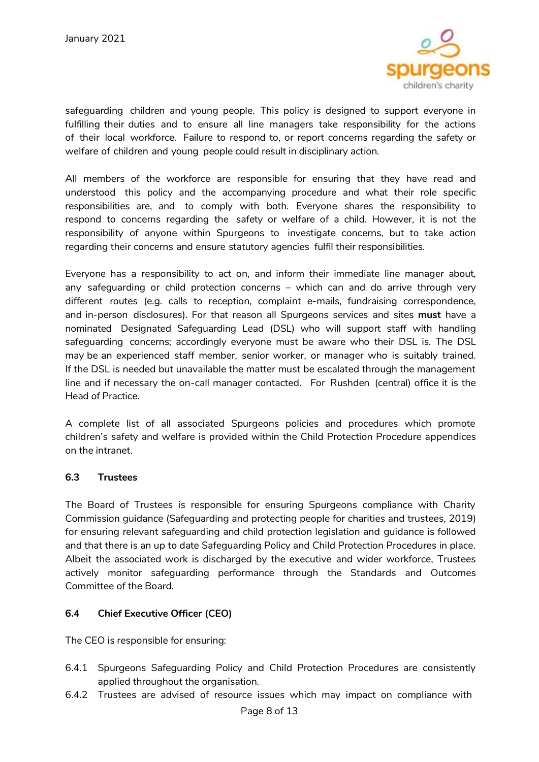safeguarding children and young people. This policy is designed to support everyone in fulfilling their duties and to ensure all line managers take responsibility for the actions of their local workforce. Failure to respond to, or report concerns regarding the safety or welfare of children and young people could result in disciplinary action.

All members of the workforce are responsible for ensuring that they have read and understood this policy and the accompanying procedure and what their role specific responsibilities are, and to comply with both. Everyone shares the responsibility to respond to concerns regarding the safety or welfare of a child. However, it is not the responsibility of anyone within Spurgeons to investigate concerns, but to take action regarding their concerns and ensure statutory agencies fulfil their responsibilities.

Everyone has a responsibility to act on, and inform their immediate line manager about, any safeguarding or child protection concerns – which can and do arrive through very different routes (e.g. calls to reception, complaint e-mails, fundraising correspondence, and in-person disclosures). For that reason all Spurgeons services and sites **must** have a nominated Designated Safeguarding Lead (DSL) who will support staff with handling safeguarding concerns; accordingly everyone must be aware who their DSL is. The DSL may be an experienced staff member, senior worker, or manager who is suitably trained. If the DSL is needed but unavailable the matter must be escalated through the management line and if necessary the on-call manager contacted. For Rushden (central) office it is the Head of Practice.

A complete list of all associated Spurgeons policies and procedures which promote children's safety and welfare is provided within the Child Protection Procedure appendices on the intranet.

### 6.3 Trustees

The Board of Trustees is responsible for ensuring Spurgeons compliance with Charity Commission guidance (Safeguarding and protecting people for charities and trustees, 2019) for ensuring relevant safeguarding and child protection legislation and guidance is followed and that there is an up to date Safeguarding Policy and Child Protection Procedures in place. Albeit the associated work is discharged by the executive and wider workforce, Trustees actively monitor safeguarding performance through the Standards and Outcomes Committee of the Board.

### 6.4 Chief Executive Officer (CEO)

The CEO is responsible for ensuring:

6.4.1 Spurgeons Safeguarding Policy and Child Protection Procedures are consistently applied throughout the organisation.

6.4.2 Trustees are advised of resource issues which may impact on compliance with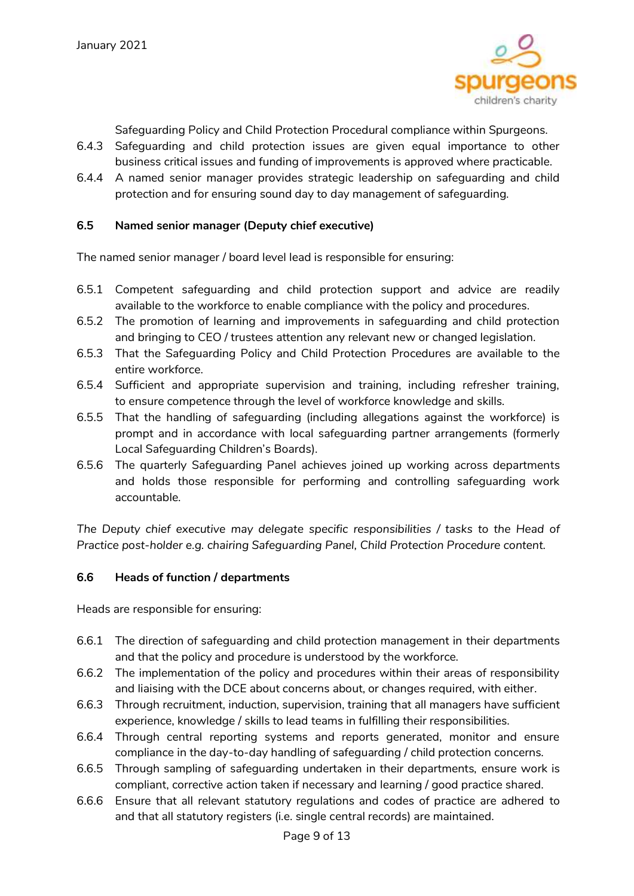Safeguarding Policy and Child Protection Procedural compliance within Spurgeons.

6.4.3 Safeguarding and child protection issues are given equal importance to other business critical issues and funding of improvements is approved where practicable.

6.4.4 A named senior manager provides strategic leadership on safeguarding and child protection and for ensuring sound day to day management of safeguarding.

### 6.5 Named senior manager (Deputy chief executive)

The named senior manager / board level lead is responsible for ensuring:

6.5.1 Competent safeguarding and child protection support and advice are readily available to the workforce to enable compliance with the policy and procedures.

6.5.2 The promotion of learning and improvements in safeguarding and child protection and bringing to CEO / trustees attention any relevant new or changed legislation.

6.5.3 That the Safeguarding Policy and Child Protection Procedures are available to the entire workforce.

6.5.4 Sufficient and appropriate supervision and training, including refresher training, to ensure competence through the level of workforce knowledge and skills.

6.5.5 That the handling of safeguarding (including allegations against the workforce) is prompt and in accordance with local safeguarding partner arrangements (formerly Local Safeguarding Children's Boards).

6.5.6 The quarterly Safeguarding Panel achieves joined up working across departments and holds those responsible for performing and controlling safeguarding work accountable.

*The Deputy chief executive may delegate specific responsibilities / tasks to the Head of Practice post-holder e.g. chairing Safeguarding Panel, Child Protection Procedure content.*

### 6.6 Heads of function / departments

Heads are responsible for ensuring:

6.6.1 The direction of safeguarding and child protection management in their departments and that the policy and procedure is understood by the workforce.

6.6.2 The implementation of the policy and procedures within their areas of responsibility and liaising with the DCE about concerns about, or changes required, with either.

6.6.3 Through recruitment, induction, supervision, training that all managers have sufficient experience, knowledge / skills to lead teams in fulfilling their responsibilities.

6.6.4 Through central reporting systems and reports generated, monitor and ensure compliance in the day-to-day handling of safeguarding / child protection concerns.

6.6.5 Through sampling of safeguarding undertaken in their departments, ensure work is compliant, corrective action taken if necessary and learning / good practice shared.

6.6.6 Ensure that all relevant statutory regulations and codes of practice are adhered to and that all statutory registers (i.e. single central records) are maintained.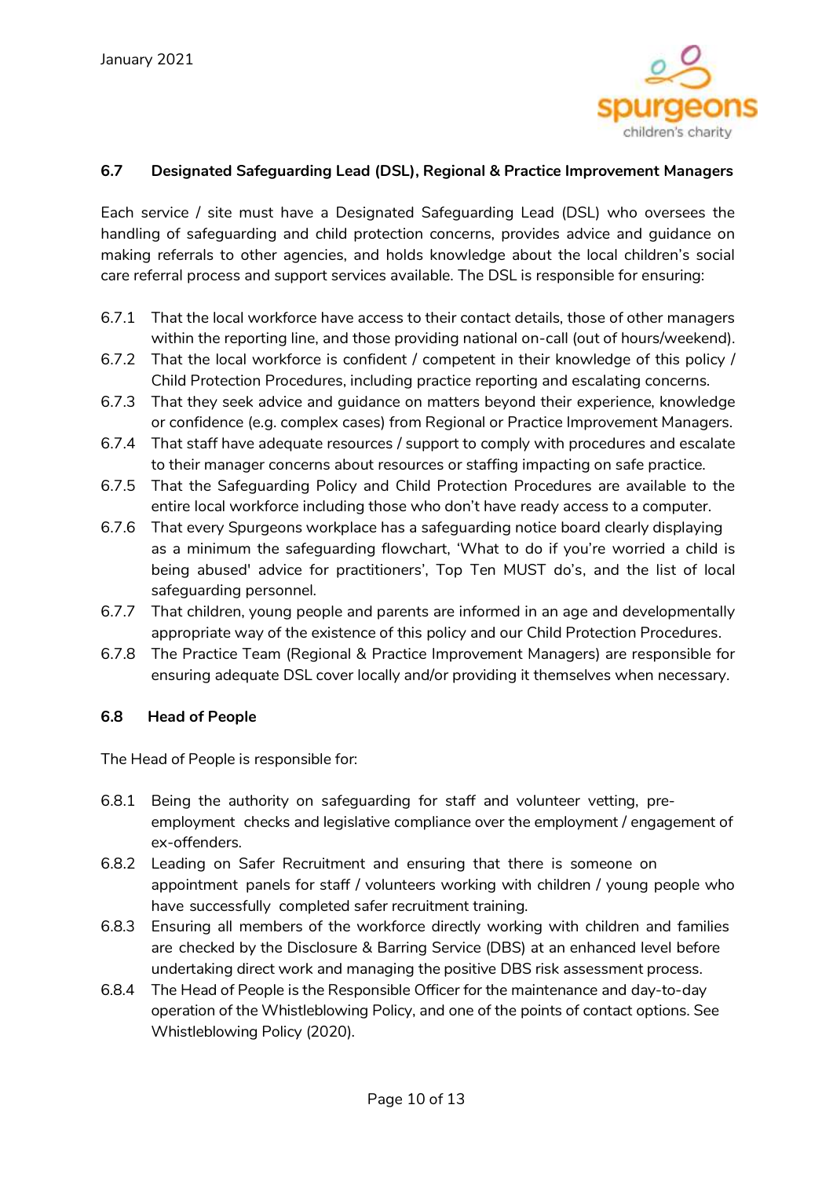### 6.7 Designated Safeguarding Lead (DSL), Regional & Practice Improvement Managers

Each service / site must have a Designated Safeguarding Lead (DSL) who oversees the handling of safeguarding and child protection concerns, provides advice and guidance on making referrals to other agencies, and holds knowledge about the local children's social care referral process and support services available. The DSL is responsible for ensuring:

- 6.7.1 That the local workforce have access to their contact details, those of other managers within the reporting line, and those providing national on-call (out of hours/weekend).
- 6.7.2 That the local workforce is confident / competent in their knowledge of this policy / Child Protection Procedures, including practice reporting and escalating concerns.
- 6.7.3 That they seek advice and guidance on matters beyond their experience, knowledge or confidence (e.g. complex cases) from Regional or Practice Improvement Managers.
- 6.7.4 That staff have adequate resources / support to comply with procedures and escalate to their manager concerns about resources or staffing impacting on safe practice.
- 6.7.5 That the Safeguarding Policy and Child Protection Procedures are available to the entire local workforce including those who don't have ready access to a computer.
- 6.7.6 That every Spurgeons workplace has a safeguarding notice board clearly displaying as a minimum the safeguarding flowchart, 'What to do if you're worried a child is being abused' advice for practitioners', Top Ten MUST do's, and the list of local safeguarding personnel.
- 6.7.7 That children, young people and parents are informed in an age and developmentally appropriate way of the existence of this policy and our Child Protection Procedures.
- 6.7.8 The Practice Team (Regional & Practice Improvement Managers) are responsible for ensuring adequate DSL cover locally and/or providing it themselves when necessary.

### 6.8 Head of People

The Head of People is responsible for:

- 6.8.1 Being the authority on safeguarding for staff and volunteer vetting, pre-employment checks and legislative compliance over the employment / engagement of ex-offenders.
- 6.8.2 Leading on Safer Recruitment and ensuring that there is someone on appointment panels for staff / volunteers working with children / young people who have successfully completed safer recruitment training.
- 6.8.3 Ensuring all members of the workforce directly working with children and families are checked by the Disclosure & Barring Service (DBS) at an enhanced level before undertaking direct work and managing the positive DBS risk assessment process.
- 6.8.4 The Head of People is the Responsible Officer for the maintenance and day-to-day operation of the Whistleblowing Policy, and one of the points of contact options. See Whistleblowing Policy (2020).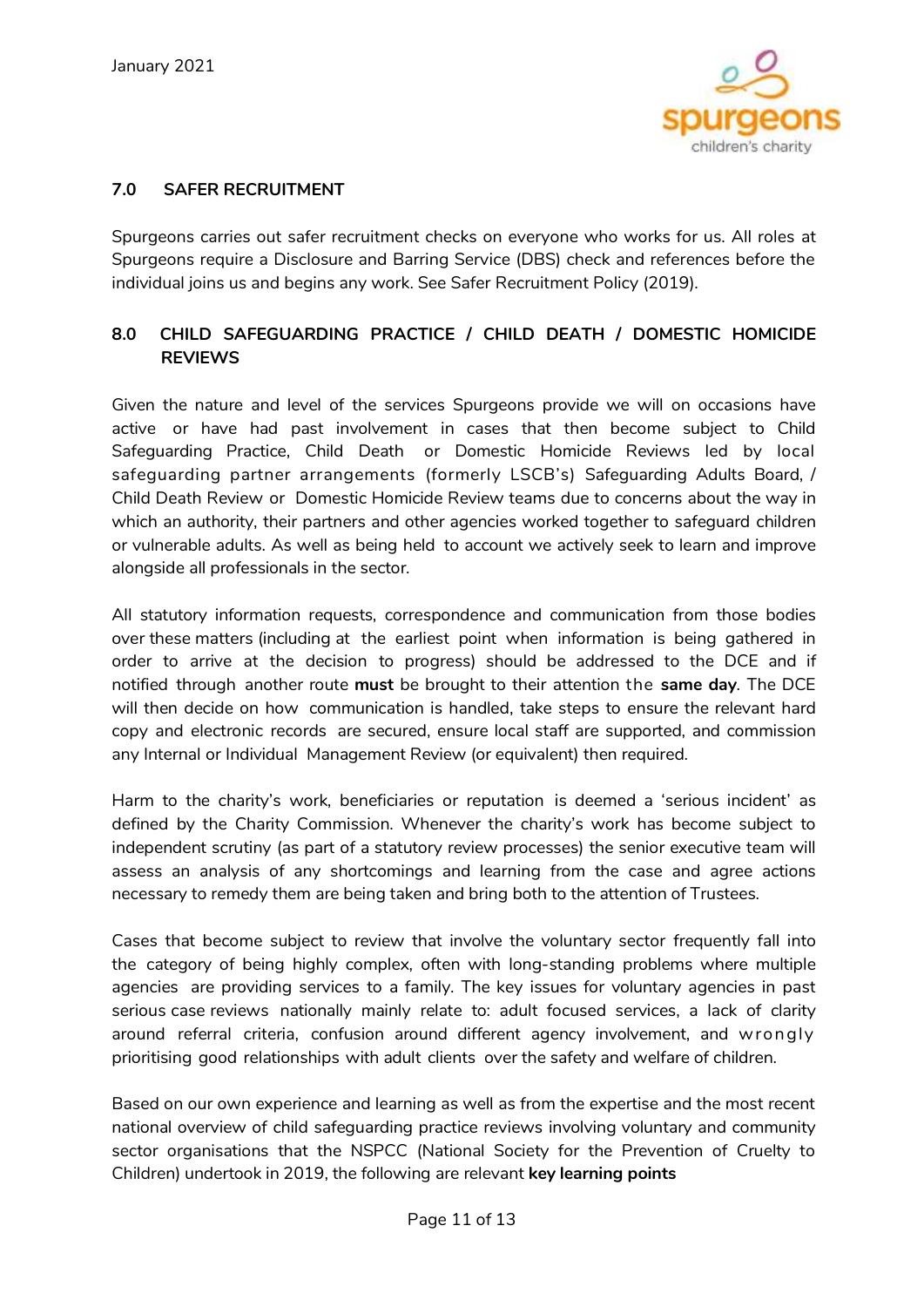## 7.0 SAFER RECRUITMENT

Spurgeons carries out safer recruitment checks on everyone who works for us. All roles at Spurgeons require a Disclosure and Barring Service (DBS) check and references before the individual joins us and begins any work. See Safer Recruitment Policy (2019).

## 8.0 CHILD SAFEGUARDING PRACTICE / CHILD DEATH / DOMESTIC HOMICIDE REVIEWS

Given the nature and level of the services Spurgeons provide we will on occasions have active or have had past involvement in cases that then become subject to Child Safeguarding Practice, Child Death or Domestic Homicide Reviews led by local safeguarding partner arrangements (formerly LSCB's) Safeguarding Adults Board, / Child Death Review or Domestic Homicide Review teams due to concerns about the way in which an authority, their partners and other agencies worked together to safeguard children or vulnerable adults. As well as being held to account we actively seek to learn and improve alongside all professionals in the sector.

All statutory information requests, correspondence and communication from those bodies over these matters (including at the earliest point when information is being gathered in order to arrive at the decision to progress) should be addressed to the DCE and if notified through another route **must** be brought to their attention the **same day**. The DCE will then decide on how communication is handled, take steps to ensure the relevant hard copy and electronic records are secured, ensure local staff are supported, and commission any Internal or Individual Management Review (or equivalent) then required.

Harm to the charity's work, beneficiaries or reputation is deemed a 'serious incident' as defined by the Charity Commission. Whenever the charity's work has become subject to independent scrutiny (as part of a statutory review processes) the senior executive team will assess an analysis of any shortcomings and learning from the case and agree actions necessary to remedy them are being taken and bring both to the attention of Trustees.

Cases that become subject to review that involve the voluntary sector frequently fall into the category of being highly complex, often with long-standing problems where multiple agencies are providing services to a family. The key issues for voluntary agencies in past serious case reviews nationally mainly relate to: adult focused services, a lack of clarity around referral criteria, confusion around different agency involvement, and wrongly prioritising good relationships with adult clients over the safety and welfare of children.

Based on our own experience and learning as well as from the expertise and the most recent national overview of child safeguarding practice reviews involving voluntary and community sector organisations that the NSPCC (National Society for the Prevention of Cruelty to Children) undertook in 2019, the following are relevant **key learning points**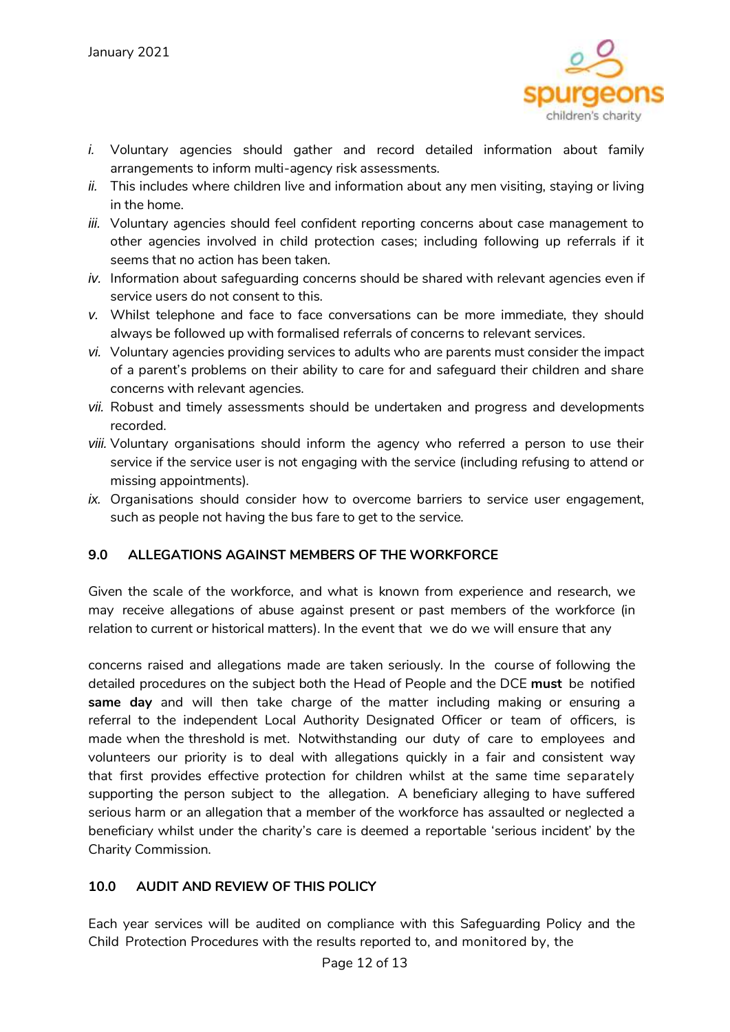*i.* Voluntary agencies should gather and record detailed information about family arrangements to inform multi-agency risk assessments.
*ii.* This includes where children live and information about any men visiting, staying or living in the home.
*iii.* Voluntary agencies should feel confident reporting concerns about case management to other agencies involved in child protection cases; including following up referrals if it seems that no action has been taken.
*iv.* Information about safeguarding concerns should be shared with relevant agencies even if service users do not consent to this.
*v.* Whilst telephone and face to face conversations can be more immediate, they should always be followed up with formalised referrals of concerns to relevant services.
*vi.* Voluntary agencies providing services to adults who are parents must consider the impact of a parent's problems on their ability to care for and safeguard their children and share concerns with relevant agencies.
*vii.* Robust and timely assessments should be undertaken and progress and developments recorded.
*viii.* Voluntary organisations should inform the agency who referred a person to use their service if the service user is not engaging with the service (including refusing to attend or missing appointments).
*ix.* Organisations should consider how to overcome barriers to service user engagement, such as people not having the bus fare to get to the service.

## 9.0 ALLEGATIONS AGAINST MEMBERS OF THE WORKFORCE

Given the scale of the workforce, and what is known from experience and research, we may receive allegations of abuse against present or past members of the workforce (in relation to current or historical matters). In the event that we do we will ensure that any concerns raised and allegations made are taken seriously. In the course of following the detailed procedures on the subject both the Head of People and the DCE **must** be notified **same day** and will then take charge of the matter including making or ensuring a referral to the independent Local Authority Designated Officer or team of officers, is made when the threshold is met. Notwithstanding our duty of care to employees and volunteers our priority is to deal with allegations quickly in a fair and consistent way that first provides effective protection for children whilst at the same time separately supporting the person subject to the allegation. A beneficiary alleging to have suffered serious harm or an allegation that a member of the workforce has assaulted or neglected a beneficiary whilst under the charity's care is deemed a reportable 'serious incident' by the Charity Commission.

## 10.0 AUDIT AND REVIEW OF THIS POLICY

Each year services will be audited on compliance with this Safeguarding Policy and the Child Protection Procedures with the results reported to, and monitored by, the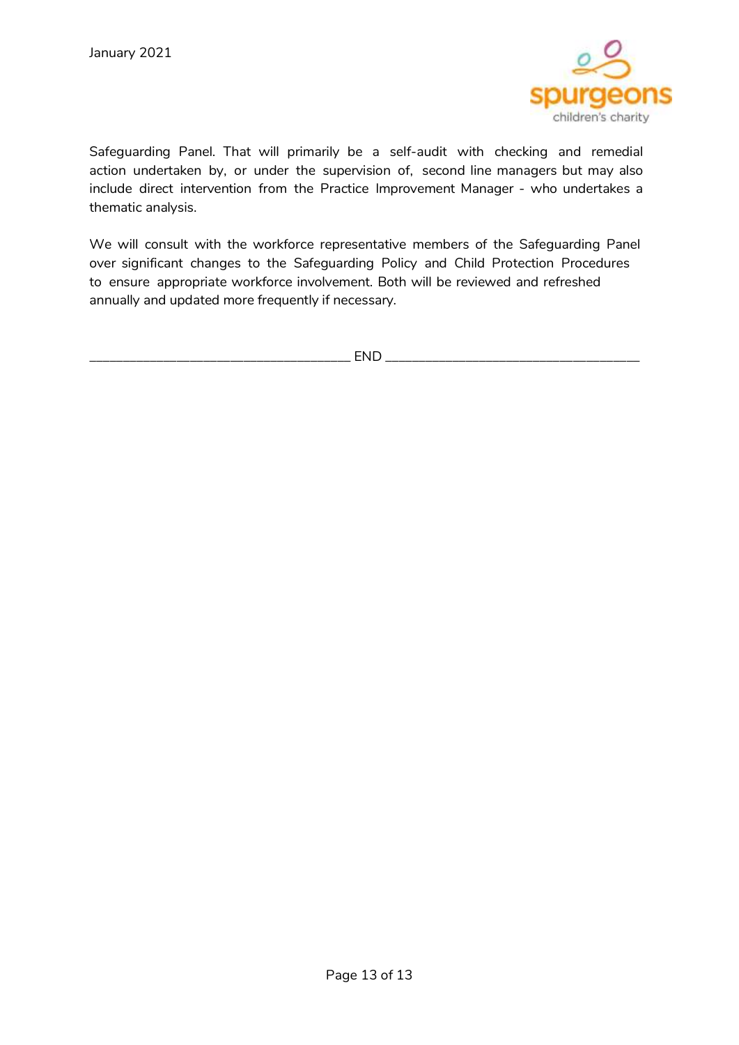Safeguarding Panel. That will primarily be a self-audit with checking and remedial action undertaken by, or under the supervision of, second line managers but may also include direct intervention from the Practice Improvement Manager - who undertakes a thematic analysis.

We will consult with the workforce representative members of the Safeguarding Panel over significant changes to the Safeguarding Policy and Child Protection Procedures to ensure appropriate workforce involvement. Both will be reviewed and refreshed annually and updated more frequently if necessary.

\_\_\_\_\_\_\_\_\_\_\_\_\_\_\_\_\_\_\_\_\_\_\_\_\_\_\_\_\_\_\_\_\_\_\_\_ END \_\_\_\_\_\_\_\_\_\_\_\_\_\_\_\_\_\_\_\_\_\_\_\_\_\_\_\_\_\_\_\_\_\_\_\_